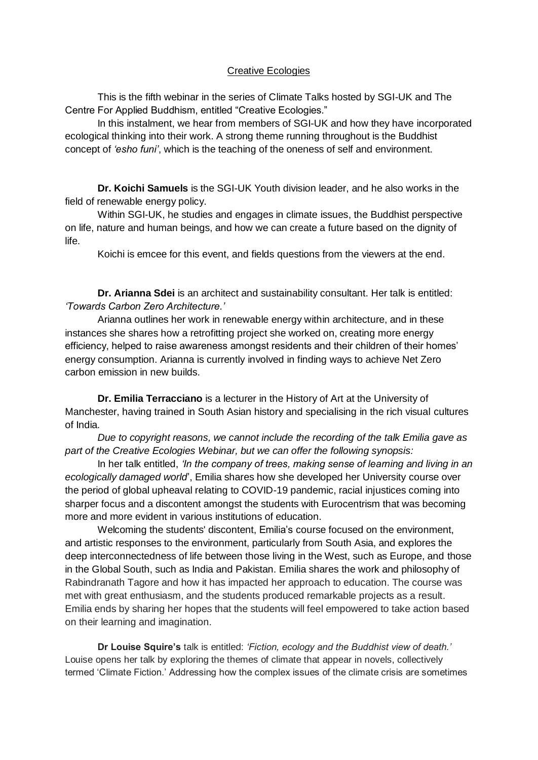# Creative Ecologies

This is the fifth webinar in the series of Climate Talks hosted by SGI-UK and The Centre For Applied Buddhism, entitled "Creative Ecologies."

In this instalment, we hear from members of SGI-UK and how they have incorporated ecological thinking into their work. A strong theme running throughout is the Buddhist concept of *'esho funi'*, which is the teaching of the oneness of self and environment.

**Dr. Koichi Samuels** is the SGI-UK Youth division leader, and he also works in the field of renewable energy policy.

Within SGI-UK, he studies and engages in climate issues, the Buddhist perspective on life, nature and human beings, and how we can create a future based on the dignity of life.

Koichi is emcee for this event, and fields questions from the viewers at the end.

**Dr. Arianna Sdei** is an architect and sustainability consultant. Her talk is entitled: *'Towards Carbon Zero Architecture.'*

Arianna outlines her work in renewable energy within architecture, and in these instances she shares how a retrofitting project she worked on, creating more energy efficiency, helped to raise awareness amongst residents and their children of their homes' energy consumption. Arianna is currently involved in finding ways to achieve Net Zero carbon emission in new builds.

**Dr. Emilia Terracciano** is a lecturer in the History of Art at the University of Manchester, having trained in South Asian history and specialising in the rich visual cultures of India.

*Due to copyright reasons, we cannot include the recording of the talk Emilia gave as part of the Creative Ecologies Webinar, but we can offer the following synopsis:*

In her talk entitled, *'In the company of trees, making sense of learning and living in an ecologically damaged world*', Emilia shares how she developed her University course over the period of global upheaval relating to COVID-19 pandemic, racial injustices coming into sharper focus and a discontent amongst the students with Eurocentrism that was becoming more and more evident in various institutions of education.

Welcoming the students' discontent, Emilia's course focused on the environment, and artistic responses to the environment, particularly from South Asia, and explores the deep interconnectedness of life between those living in the West, such as Europe, and those in the Global South, such as India and Pakistan. Emilia shares the work and philosophy of Rabindranath Tagore and how it has impacted her approach to education. The course was met with great enthusiasm, and the students produced remarkable projects as a result. Emilia ends by sharing her hopes that the students will feel empowered to take action based on their learning and imagination.

**Dr Louise Squire's** talk is entitled: *'Fiction, ecology and the Buddhist view of death.'* Louise opens her talk by exploring the themes of climate that appear in novels, collectively termed 'Climate Fiction.' Addressing how the complex issues of the climate crisis are sometimes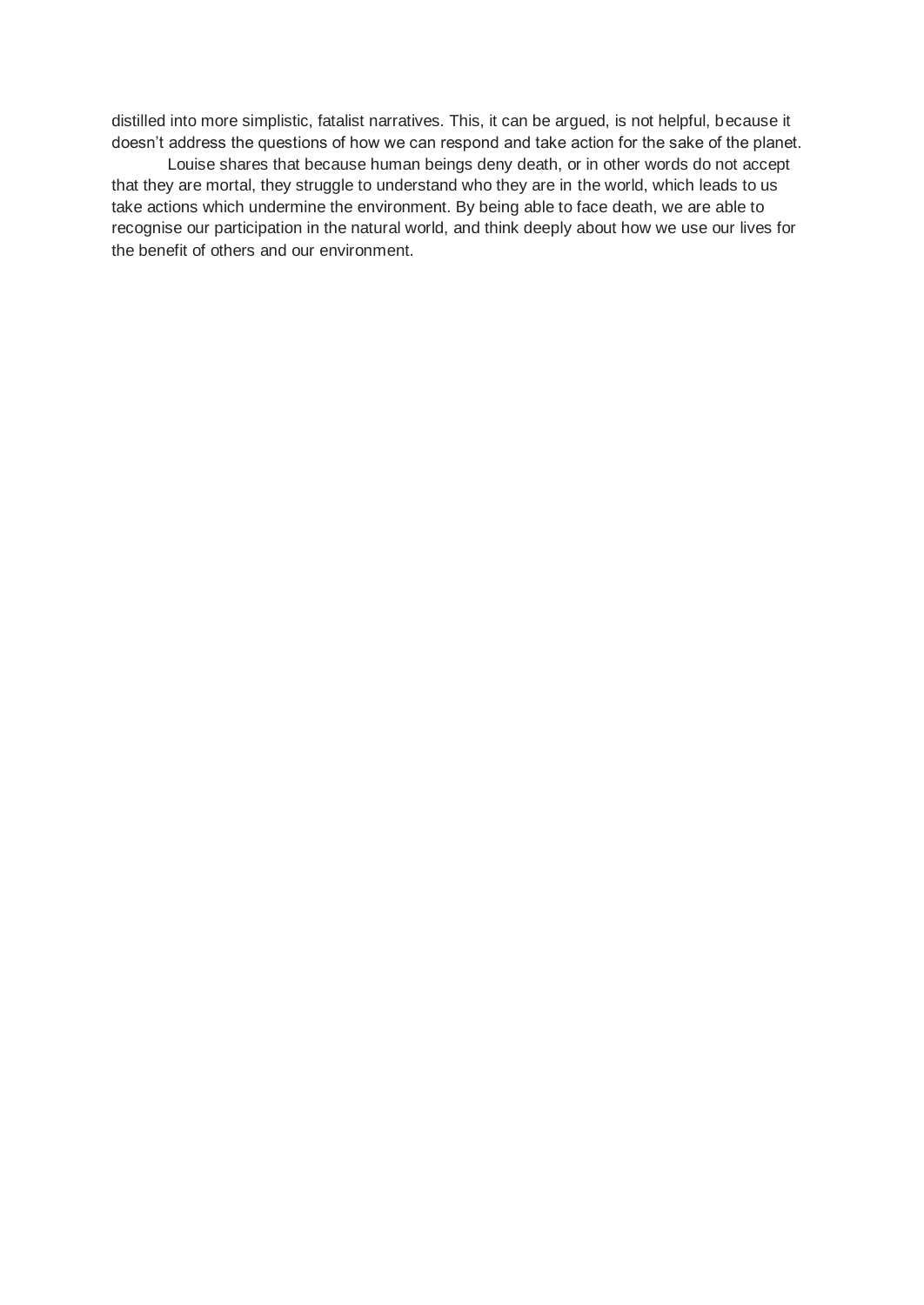distilled into more simplistic, fatalist narratives. This, it can be argued, is not helpful, because it doesn't address the questions of how we can respond and take action for the sake of the planet.

Louise shares that because human beings deny death, or in other words do not accept that they are mortal, they struggle to understand who they are in the world, which leads to us take actions which undermine the environment. By being able to face death, we are able to recognise our participation in the natural world, and think deeply about how we use our lives for the benefit of others and our environment.